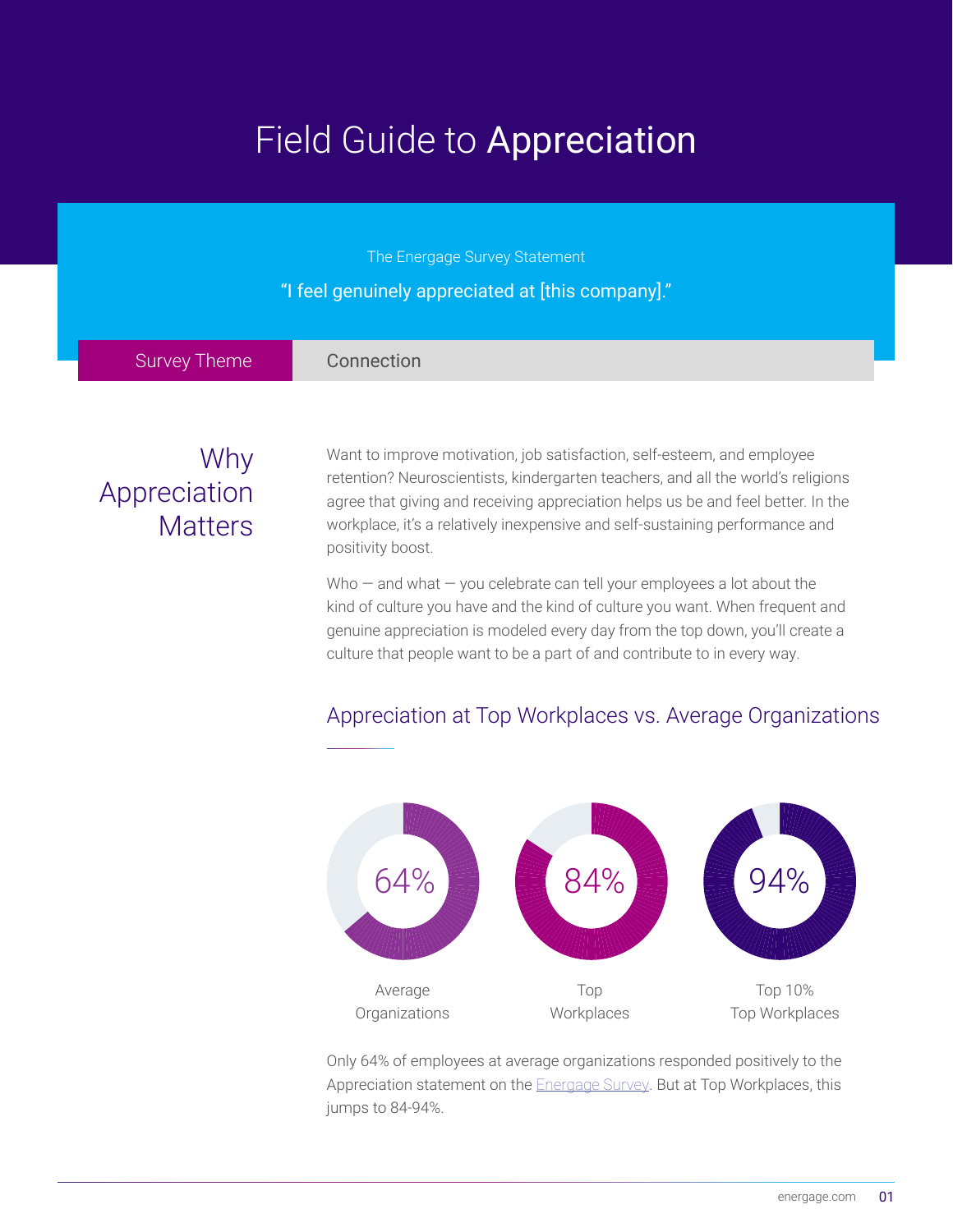# Field Guide to **Appreciation**

The Energage Survey Statement

"I feel genuinely appreciated at [this company]."

| Survey Theme | Connection |
| --- | --- |

## Why Appreciation Matters

Want to improve motivation, job satisfaction, self-esteem, and employee retention? Neuroscientists, kindergarten teachers, and all the world's religions agree that giving and receiving appreciation helps us be and feel better. In the workplace, it's a relatively inexpensive and self-sustaining performance and positivity boost.

Who — and what — you celebrate can tell your employees a lot about the kind of culture you have and the kind of culture you want. When frequent and genuine appreciation is modeled every day from the top down, you'll create a culture that people want to be a part of and contribute to in every way.

### Appreciation at Top Workplaces vs. Average Organizations

| 64% | 84% | 94% |
| --- | --- | --- |
| Average Organizations | Top Workplaces | Top 10% Top Workplaces |

Only 64% of employees at average organizations responded positively to the Appreciation statement on the Energage Survey. But at Top Workplaces, this jumps to 84-94%.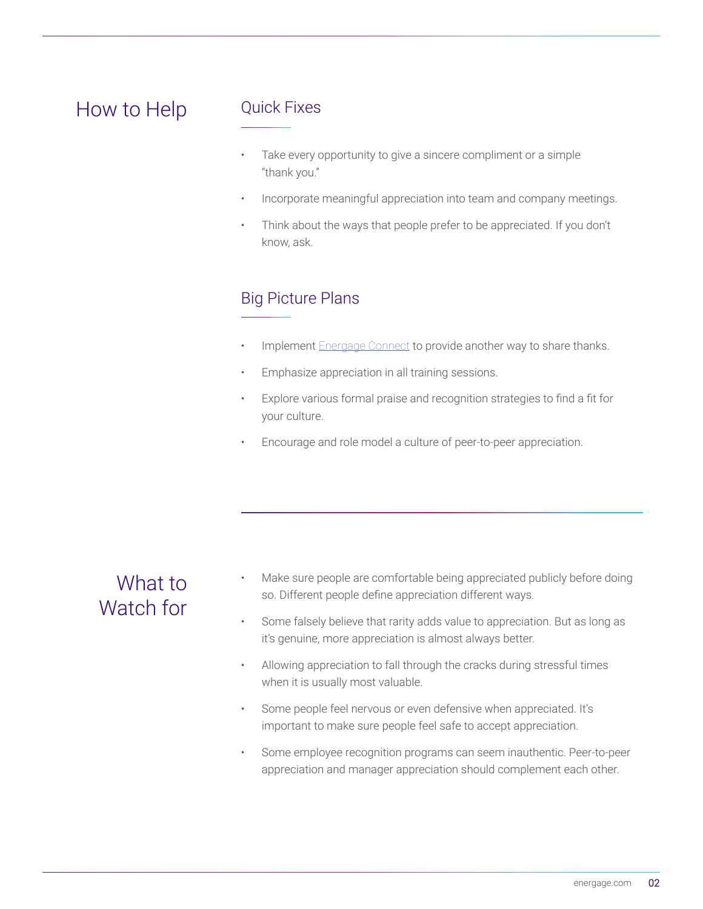## How to Help

### Quick Fixes

- Take every opportunity to give a sincere compliment or a simple "thank you."
- Incorporate meaningful appreciation into team and company meetings.
- Think about the ways that people prefer to be appreciated. If you don't know, ask.

### Big Picture Plans

- Implement [Energage Connect]() to provide another way to share thanks.
- Emphasize appreciation in all training sessions.
- Explore various formal praise and recognition strategies to find a fit for your culture.
- Encourage and role model a culture of peer-to-peer appreciation.

## What to Watch for

- Make sure people are comfortable being appreciated publicly before doing so. Different people define appreciation different ways.
- Some falsely believe that rarity adds value to appreciation. But as long as it's genuine, more appreciation is almost always better.
- Allowing appreciation to fall through the cracks during stressful times when it is usually most valuable.
- Some people feel nervous or even defensive when appreciated. It's important to make sure people feel safe to accept appreciation.
- Some employee recognition programs can seem inauthentic. Peer-to-peer appreciation and manager appreciation should complement each other.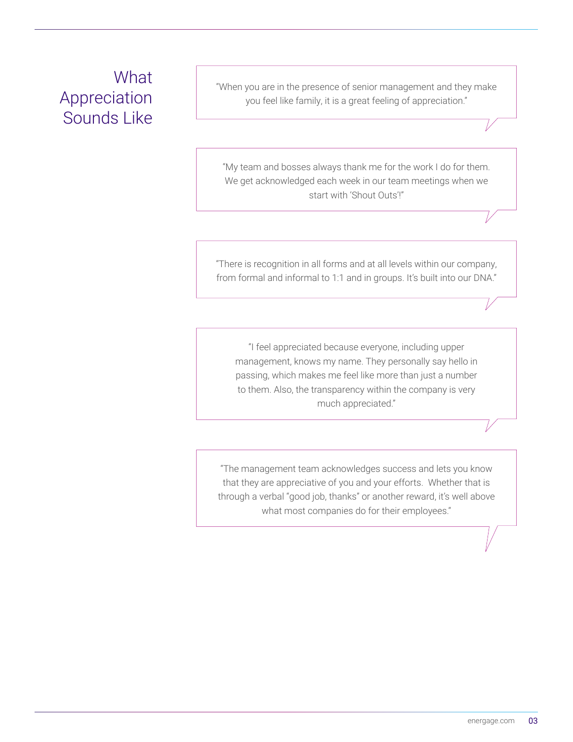## What Appreciation Sounds Like

"When you are in the presence of senior management and they make you feel like family, it is a great feeling of appreciation."

"My team and bosses always thank me for the work I do for them. We get acknowledged each week in our team meetings when we start with 'Shout Outs'!"

"There is recognition in all forms and at all levels within our company, from formal and informal to 1:1 and in groups. It's built into our DNA."

"I feel appreciated because everyone, including upper management, knows my name. They personally say hello in passing, which makes me feel like more than just a number to them. Also, the transparency within the company is very much appreciated."

"The management team acknowledges success and lets you know that they are appreciative of you and your efforts. Whether that is through a verbal "good job, thanks" or another reward, it's well above what most companies do for their employees."